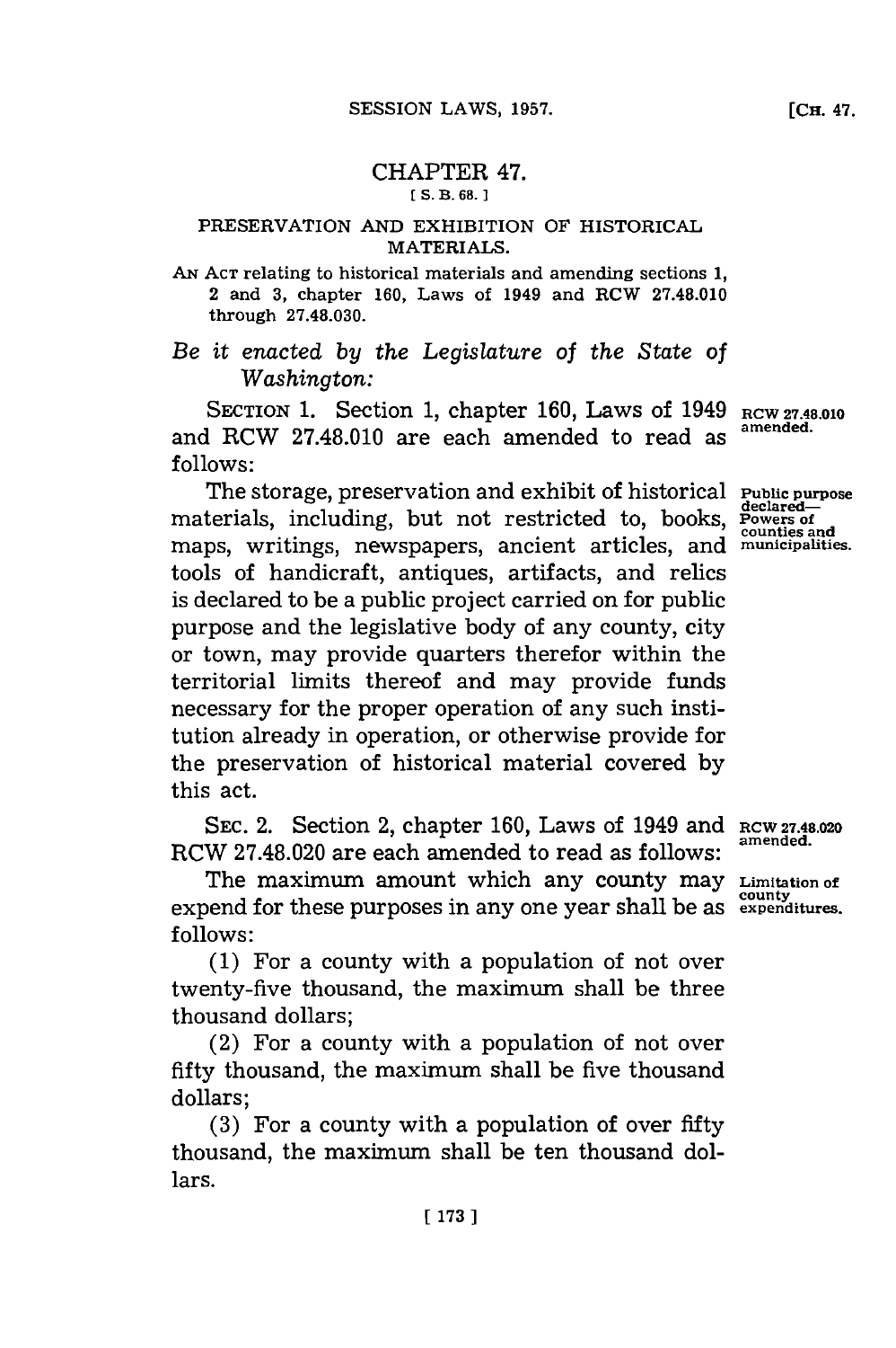# CHAPTER 47.

[ S. B. 68. ]

## PRESERVATION AND EXHIBITION OF HISTORICAL MATERIALS.

AN ACT relating to historical materials and amending sections 1, 2 and 3, chapter 160, Laws of 1949 and RCW 27.48.010 through 27.48.030.

*Be it enacted by the Legislature of the State of Washington:*

SECTION 1. Section 1, chapter 160, Laws of 1949 and RCW 27.48.010 are each amended to read as follows:

RCW 27.48.010 amended.

The storage, preservation and exhibit of historical materials, including, but not restricted to, books, maps, writings, newspapers, ancient articles, and tools of handicraft, antiques, artifacts, and relics is declared to be a public project carried on for public purpose and the legislative body of any county, city or town, may provide quarters therefor within the territorial limits thereof and may provide funds necessary for the proper operation of any such institution already in operation, or otherwise provide for the preservation of historical material covered by this act.

Public purpose declared—Powers of counties and municipalities.

SEC. 2. Section 2, chapter 160, Laws of 1949 and RCW 27.48.020 are each amended to read as follows:

RCW 27.48.020 amended.

The maximum amount which any county may expend for these purposes in any one year shall be as follows:

Limitation of county expenditures.

(1) For a county with a population of not over twenty-five thousand, the maximum shall be three thousand dollars;

(2) For a county with a population of not over fifty thousand, the maximum shall be five thousand dollars;

(3) For a county with a population of over fifty thousand, the maximum shall be ten thousand dollars.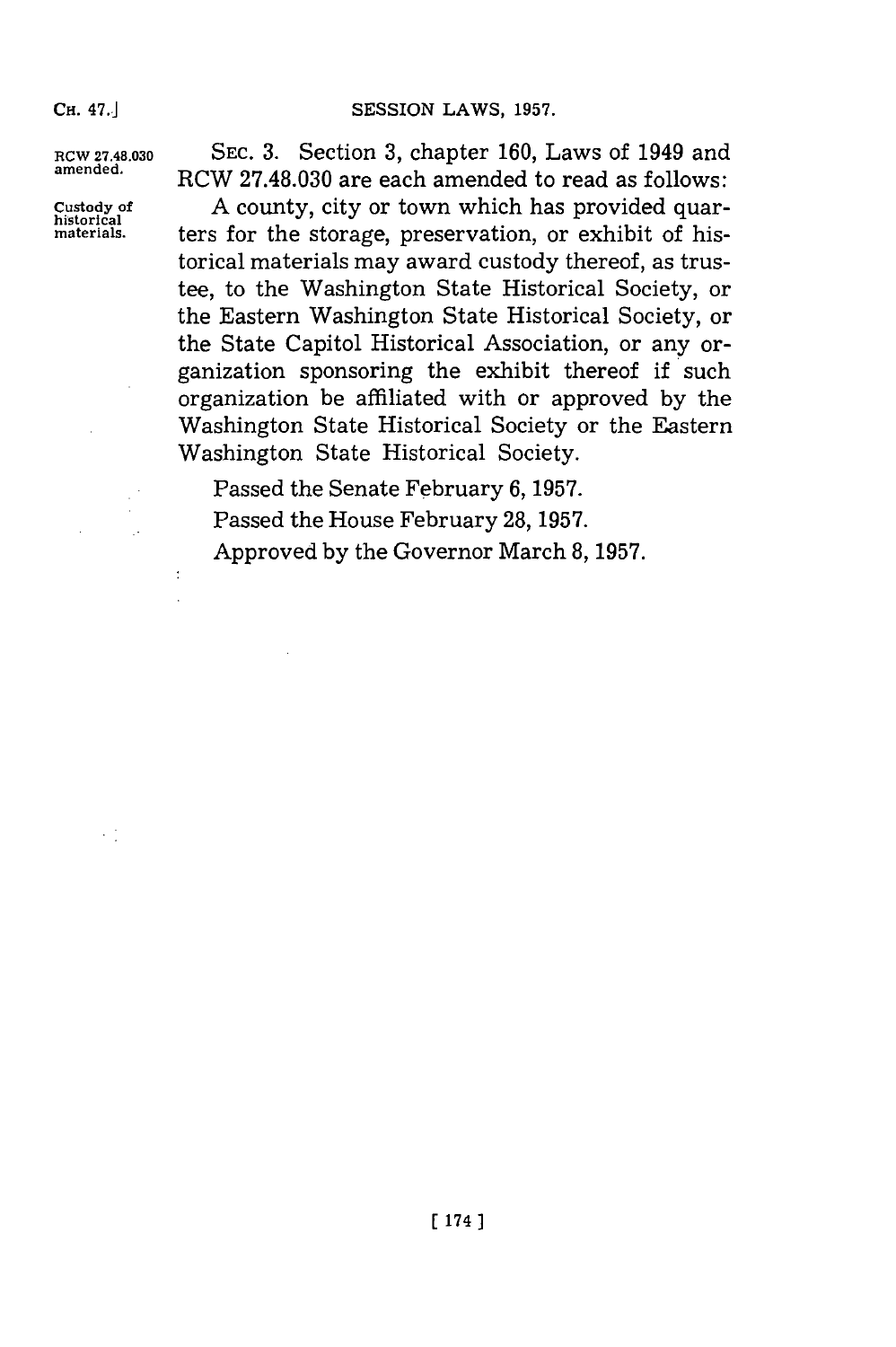RCW 27.48.030 amended.

SEC. 3. Section 3, chapter 160, Laws of 1949 and RCW 27.48.030 are each amended to read as follows:

Custody of historical materials.

A county, city or town which has provided quarters for the storage, preservation, or exhibit of historical materials may award custody thereof, as trustee, to the Washington State Historical Society, or the Eastern Washington State Historical Society, or the State Capitol Historical Association, or any organization sponsoring the exhibit thereof if such organization be affiliated with or approved by the Washington State Historical Society or the Eastern Washington State Historical Society.

Passed the Senate February 6, 1957.

Passed the House February 28, 1957.

Approved by the Governor March 8, 1957.